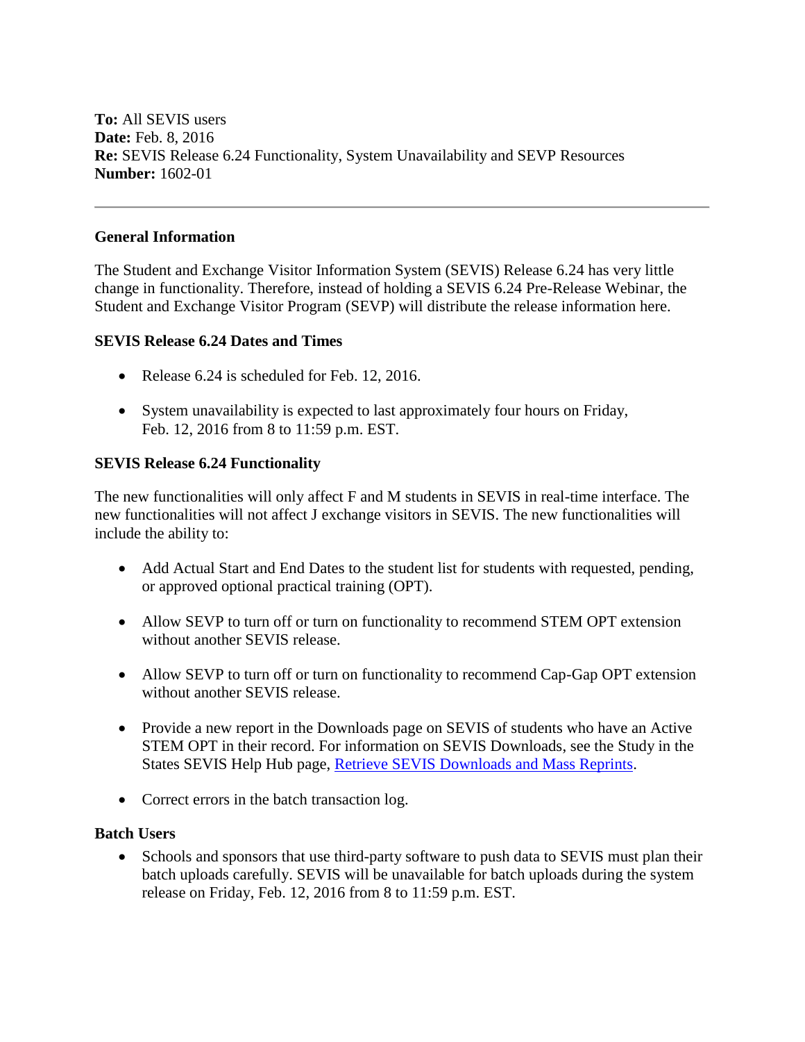**To:** All SEVIS users
**Date:** Feb. 8, 2016
**Re:** SEVIS Release 6.24 Functionality, System Unavailability and SEVP Resources
**Number:** 1602-01

---

### General Information

The Student and Exchange Visitor Information System (SEVIS) Release 6.24 has very little change in functionality. Therefore, instead of holding a SEVIS 6.24 Pre-Release Webinar, the Student and Exchange Visitor Program (SEVP) will distribute the release information here.

### SEVIS Release 6.24 Dates and Times

- Release 6.24 is scheduled for Feb. 12, 2016.
- System unavailability is expected to last approximately four hours on Friday, Feb. 12, 2016 from 8 to 11:59 p.m. EST.

### SEVIS Release 6.24 Functionality

The new functionalities will only affect F and M students in SEVIS in real-time interface. The new functionalities will not affect J exchange visitors in SEVIS. The new functionalities will include the ability to:

- Add Actual Start and End Dates to the student list for students with requested, pending, or approved optional practical training (OPT).
- Allow SEVP to turn off or turn on functionality to recommend STEM OPT extension without another SEVIS release.
- Allow SEVP to turn off or turn on functionality to recommend Cap-Gap OPT extension without another SEVIS release.
- Provide a new report in the Downloads page on SEVIS of students who have an Active STEM OPT in their record. For information on SEVIS Downloads, see the Study in the States SEVIS Help Hub page, Retrieve SEVIS Downloads and Mass Reprints.
- Correct errors in the batch transaction log.

### Batch Users

- Schools and sponsors that use third-party software to push data to SEVIS must plan their batch uploads carefully. SEVIS will be unavailable for batch uploads during the system release on Friday, Feb. 12, 2016 from 8 to 11:59 p.m. EST.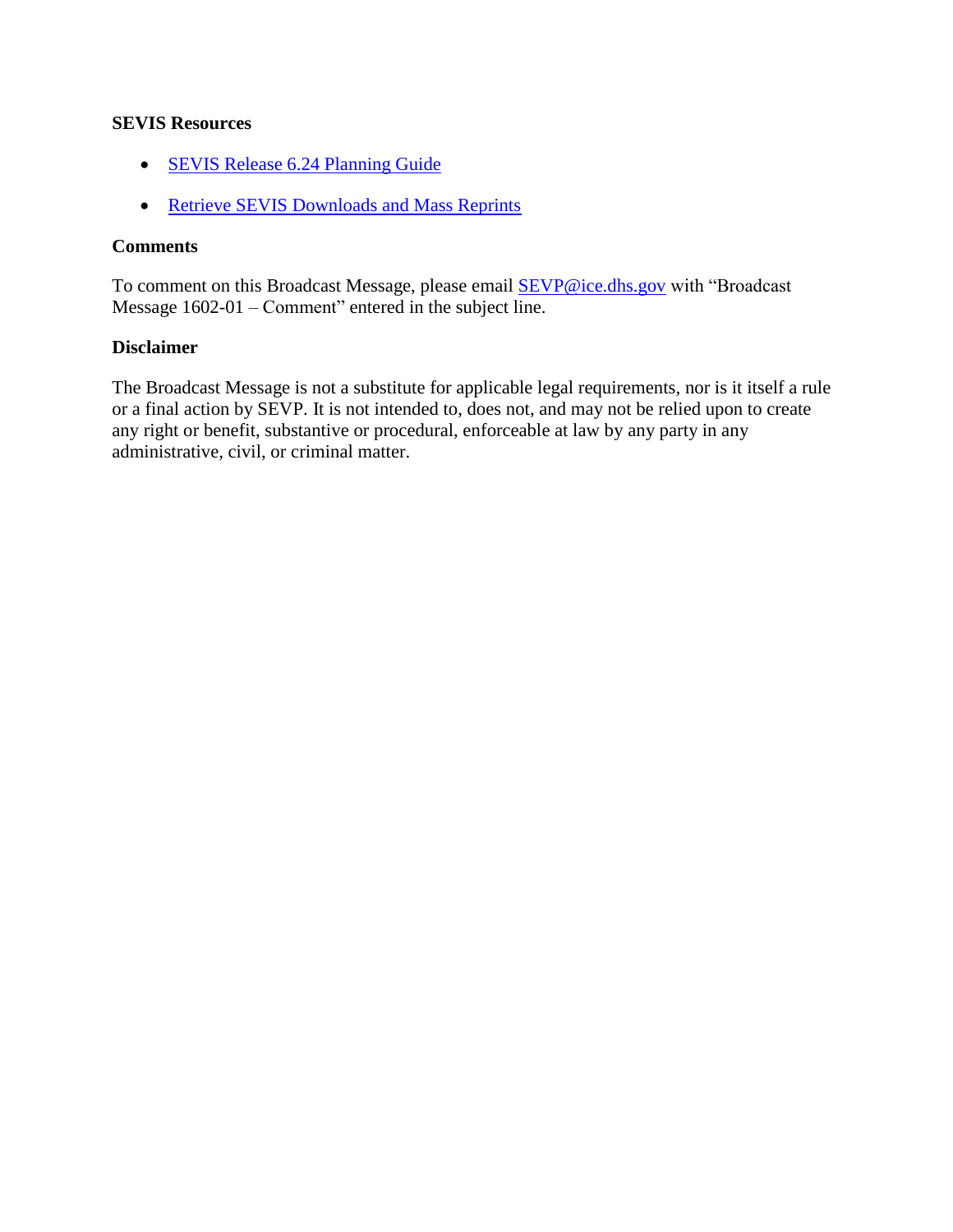**SEVIS Resources**

- [SEVIS Release 6.24 Planning Guide]
- [Retrieve SEVIS Downloads and Mass Reprints]

**Comments**

To comment on this Broadcast Message, please email SEVP@ice.dhs.gov with "Broadcast Message 1602-01 – Comment" entered in the subject line.

**Disclaimer**

The Broadcast Message is not a substitute for applicable legal requirements, nor is it itself a rule or a final action by SEVP. It is not intended to, does not, and may not be relied upon to create any right or benefit, substantive or procedural, enforceable at law by any party in any administrative, civil, or criminal matter.